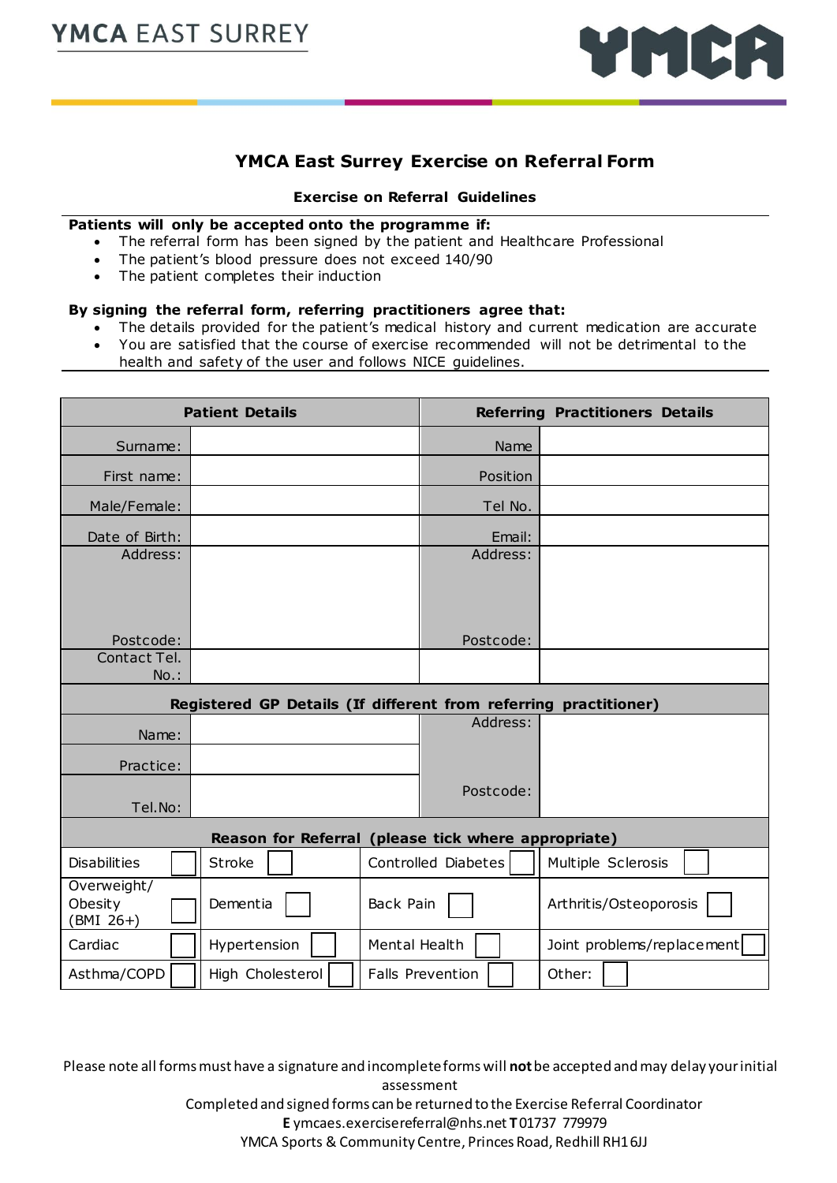YMCA EAST SURREY

## YMCA East Surrey Exercise on Referral Form

### Exercise on Referral Guidelines

**Patients will only be accepted onto the programme if:**

- The referral form has been signed by the patient and Healthcare Professional
- The patient's blood pressure does not exceed 140/90
- The patient completes their induction

**By signing the referral form, referring practitioners agree that:**

- The details provided for the patient's medical history and current medication are accurate
- You are satisfied that the course of exercise recommended will not be detrimental to the health and safety of the user and follows NICE guidelines.

| **Patient Details** | | **Referring Practitioners Details** | |
|---|---|---|---|
| Surname: | | Name | |
| First name: | | Position | |
| Male/Female: | | Tel No. | |
| Date of Birth: | | Email: | |
| Address: Postcode: | | Address: Postcode: | |
| Contact Tel. No.: | | | |

| **Registered GP Details (If different from referring practitioner)** | | | |
|---|---|---|---|
| Name: | | Address: Postcode: | |
| Practice: | | | |
| Tel.No: | | | |

| **Reason for Referral (please tick where appropriate)** | | | |
|---|---|---|---|
| Disabilities ☐ | Stroke ☐ | Controlled Diabetes ☐ | Multiple Sclerosis ☐ |
| Overweight/ Obesity (BMI 26+) ☐ | Dementia ☐ | Back Pain ☐ | Arthritis/Osteoporosis ☐ |
| Cardiac ☐ | Hypertension ☐ | Mental Health ☐ | Joint problems/replacement ☐ |
| Asthma/COPD ☐ | High Cholesterol ☐ | Falls Prevention ☐ | Other: ☐ |

Please note all forms must have a signature and incomplete forms will **not** be accepted and may delay your initial assessment

Completed and signed forms can be returned to the Exercise Referral Coordinator

**E** ymcaes.exercisereferral@nhs.net **T** 01737 779979

YMCA Sports & Community Centre, Princes Road, Redhill RH1 6JJ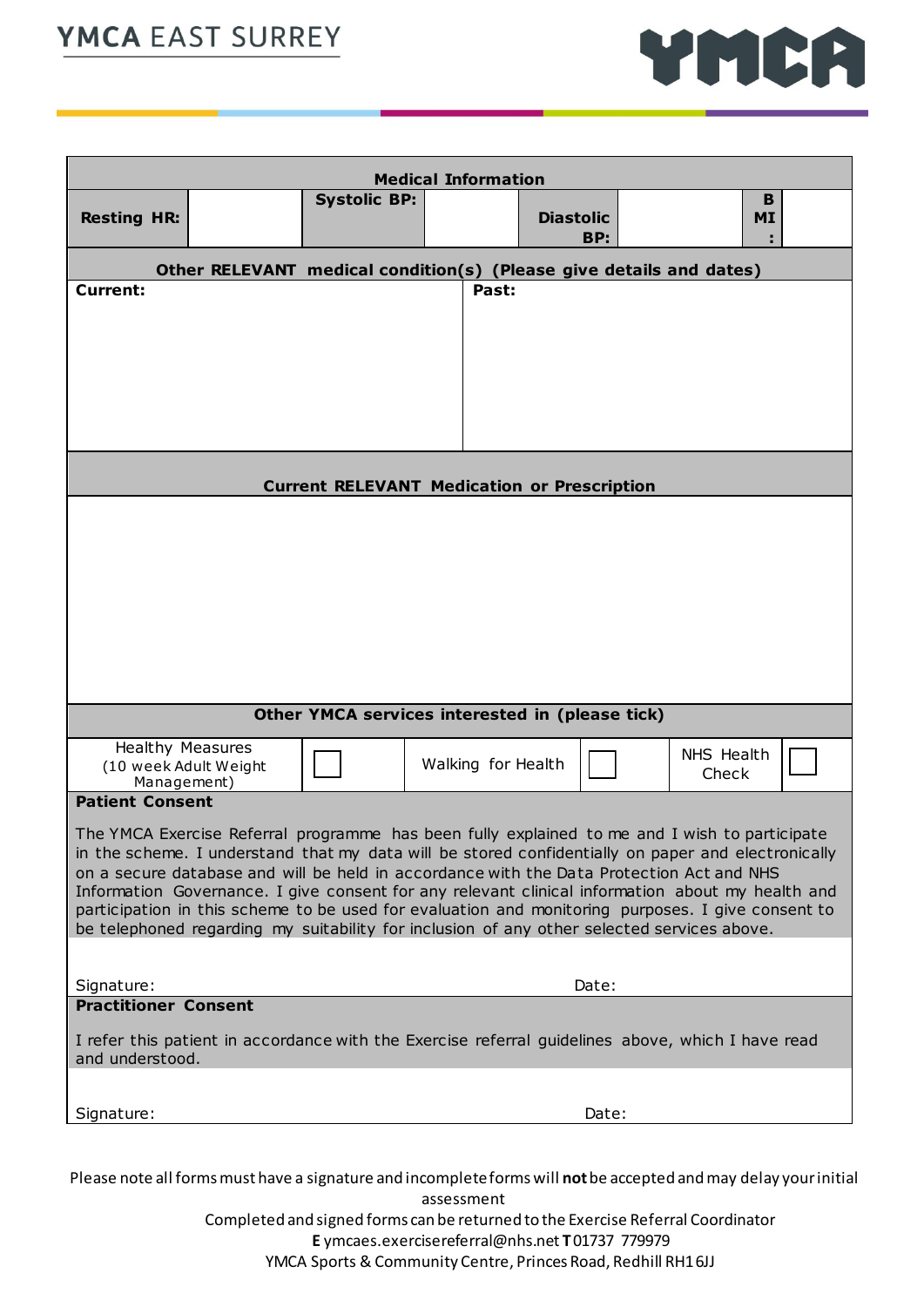# YMCA EAST SURREY

| Medical Information | | | | | | | |
|---|---|---|---|---|---|---|---|
| **Resting HR:** | | **Systolic BP:** | | **Diastolic BP:** | | **BMI:** | |

| Other RELEVANT medical condition(s) (Please give details and dates) | |
|---|---|
| **Current:** | **Past:** |

**Current RELEVANT Medication or Prescription**

| Other YMCA services interested in (please tick) | | | | | |
|---|---|---|---|---|---|
| Healthy Measures (10 week Adult Weight Management) | ☐ | Walking for Health | ☐ | NHS Health Check | ☐ |

**Patient Consent**

The YMCA Exercise Referral programme has been fully explained to me and I wish to participate in the scheme. I understand that my data will be stored confidentially on paper and electronically on a secure database and will be held in accordance with the Data Protection Act and NHS Information Governance. I give consent for any relevant clinical information about my health and participation in this scheme to be used for evaluation and monitoring purposes. I give consent to be telephoned regarding my suitability for inclusion of any other selected services above.

Signature: Date:

**Practitioner Consent**

I refer this patient in accordance with the Exercise referral guidelines above, which I have read and understood.

Signature: Date:

Please note all forms must have a signature and incomplete forms will **not** be accepted and may delay your initial assessment

Completed and signed forms can be returned to the Exercise Referral Coordinator

**E** ymcaes.exercisereferral@nhs.net **T** 01737 779979

YMCA Sports & Community Centre, Princes Road, Redhill RH1 6JJ